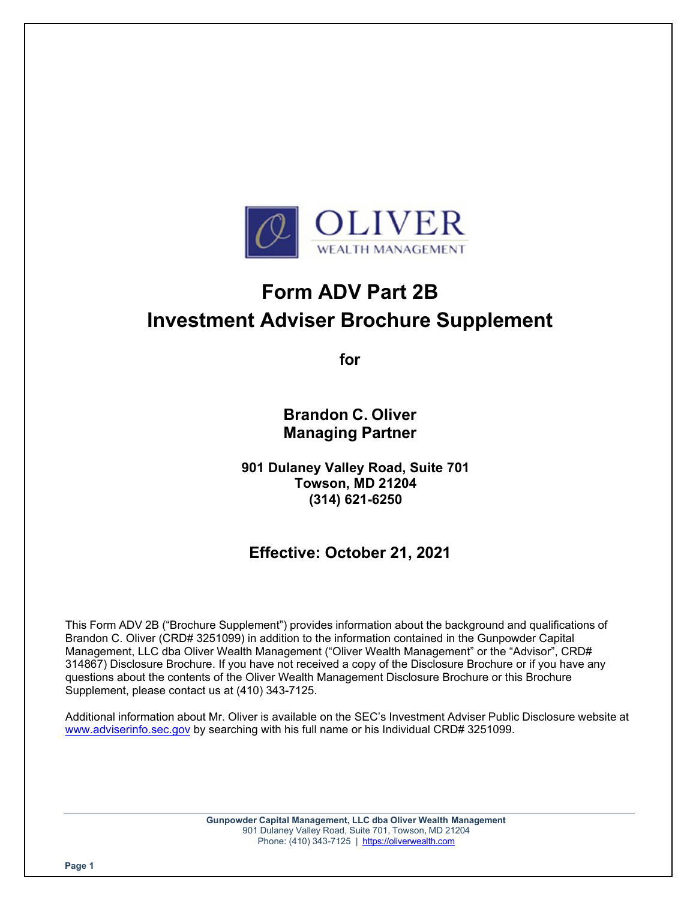# Form ADV Part 2B
# Investment Adviser Brochure Supplement

**for**

**Brandon C. Oliver**
**Managing Partner**

**901 Dulaney Valley Road, Suite 701**
**Towson, MD 21204**
**(314) 621-6250**

## Effective: October 21, 2021

This Form ADV 2B ("Brochure Supplement") provides information about the background and qualifications of Brandon C. Oliver (CRD# 3251099) in addition to the information contained in the Gunpowder Capital Management, LLC dba Oliver Wealth Management ("Oliver Wealth Management" or the "Advisor", CRD# 314867) Disclosure Brochure. If you have not received a copy of the Disclosure Brochure or if you have any questions about the contents of the Oliver Wealth Management Disclosure Brochure or this Brochure Supplement, please contact us at (410) 343-7125.

Additional information about Mr. Oliver is available on the SEC's Investment Adviser Public Disclosure website at www.adviserinfo.sec.gov by searching with his full name or his Individual CRD# 3251099.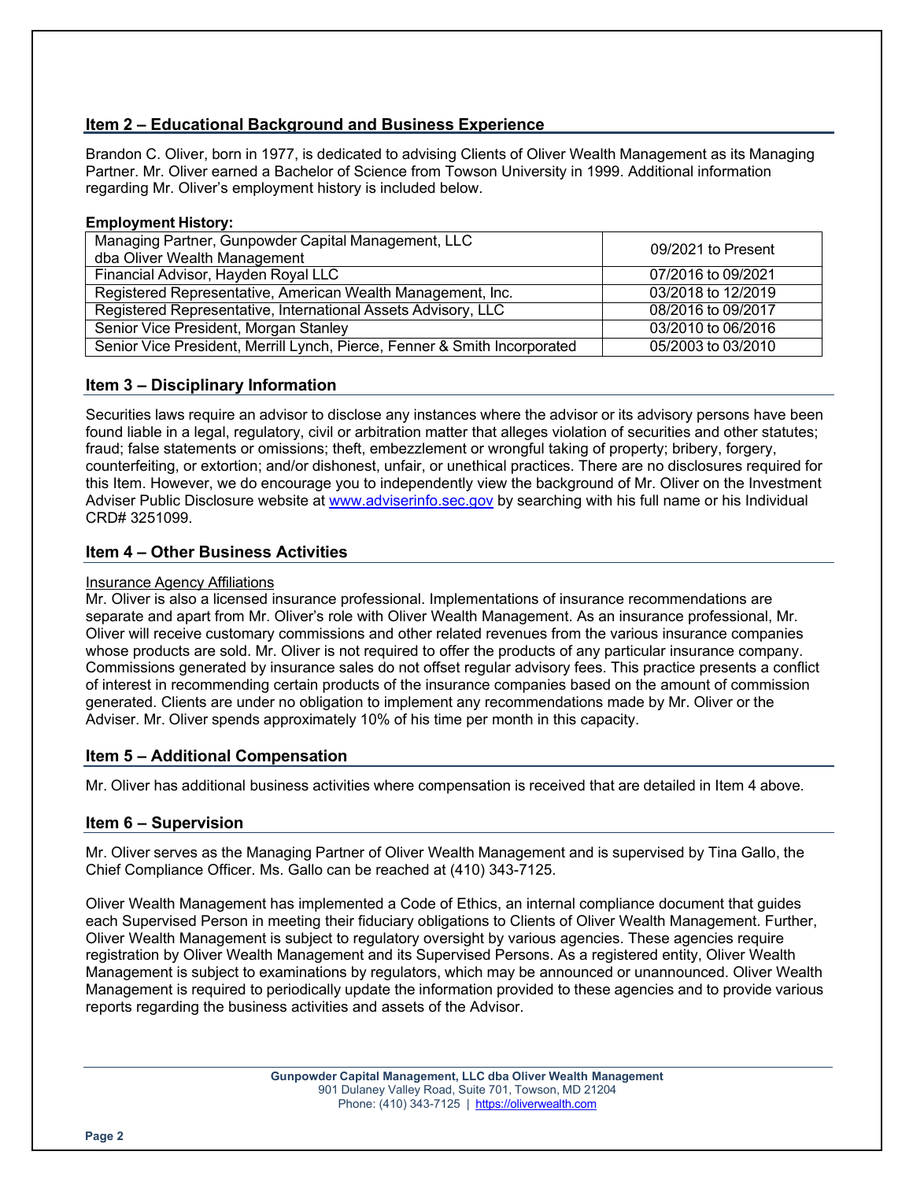## Item 2 – Educational Background and Business Experience

Brandon C. Oliver, born in 1977, is dedicated to advising Clients of Oliver Wealth Management as its Managing Partner. Mr. Oliver earned a Bachelor of Science from Towson University in 1999. Additional information regarding Mr. Oliver's employment history is included below.

**Employment History:**

| Position | Dates |
|---|---|
| Managing Partner, Gunpowder Capital Management, LLC dba Oliver Wealth Management | 09/2021 to Present |
| Financial Advisor, Hayden Royal LLC | 07/2016 to 09/2021 |
| Registered Representative, American Wealth Management, Inc. | 03/2018 to 12/2019 |
| Registered Representative, International Assets Advisory, LLC | 08/2016 to 09/2017 |
| Senior Vice President, Morgan Stanley | 03/2010 to 06/2016 |
| Senior Vice President, Merrill Lynch, Pierce, Fenner & Smith Incorporated | 05/2003 to 03/2010 |

## Item 3 – Disciplinary Information

Securities laws require an advisor to disclose any instances where the advisor or its advisory persons have been found liable in a legal, regulatory, civil or arbitration matter that alleges violation of securities and other statutes; fraud; false statements or omissions; theft, embezzlement or wrongful taking of property; bribery, forgery, counterfeiting, or extortion; and/or dishonest, unfair, or unethical practices. There are no disclosures required for this Item. However, we do encourage you to independently view the background of Mr. Oliver on the Investment Adviser Public Disclosure website at www.adviserinfo.sec.gov by searching with his full name or his Individual CRD# 3251099.

## Item 4 – Other Business Activities

Insurance Agency Affiliations

Mr. Oliver is also a licensed insurance professional. Implementations of insurance recommendations are separate and apart from Mr. Oliver's role with Oliver Wealth Management. As an insurance professional, Mr. Oliver will receive customary commissions and other related revenues from the various insurance companies whose products are sold. Mr. Oliver is not required to offer the products of any particular insurance company. Commissions generated by insurance sales do not offset regular advisory fees. This practice presents a conflict of interest in recommending certain products of the insurance companies based on the amount of commission generated. Clients are under no obligation to implement any recommendations made by Mr. Oliver or the Adviser. Mr. Oliver spends approximately 10% of his time per month in this capacity.

## Item 5 – Additional Compensation

Mr. Oliver has additional business activities where compensation is received that are detailed in Item 4 above.

## Item 6 – Supervision

Mr. Oliver serves as the Managing Partner of Oliver Wealth Management and is supervised by Tina Gallo, the Chief Compliance Officer. Ms. Gallo can be reached at (410) 343-7125.

Oliver Wealth Management has implemented a Code of Ethics, an internal compliance document that guides each Supervised Person in meeting their fiduciary obligations to Clients of Oliver Wealth Management. Further, Oliver Wealth Management is subject to regulatory oversight by various agencies. These agencies require registration by Oliver Wealth Management and its Supervised Persons. As a registered entity, Oliver Wealth Management is subject to examinations by regulators, which may be announced or unannounced. Oliver Wealth Management is required to periodically update the information provided to these agencies and to provide various reports regarding the business activities and assets of the Advisor.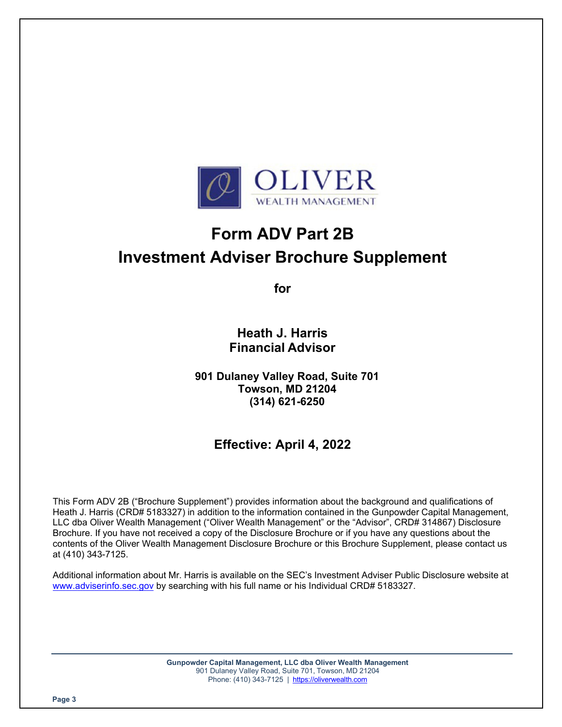# Form ADV Part 2B
# Investment Adviser Brochure Supplement

**for**

**Heath J. Harris**
**Financial Advisor**

**901 Dulaney Valley Road, Suite 701**
**Towson, MD 21204**
**(314) 621-6250**

## Effective: April 4, 2022

This Form ADV 2B ("Brochure Supplement") provides information about the background and qualifications of Heath J. Harris (CRD# 5183327) in addition to the information contained in the Gunpowder Capital Management, LLC dba Oliver Wealth Management ("Oliver Wealth Management" or the "Advisor", CRD# 314867) Disclosure Brochure. If you have not received a copy of the Disclosure Brochure or if you have any questions about the contents of the Oliver Wealth Management Disclosure Brochure or this Brochure Supplement, please contact us at (410) 343-7125.

Additional information about Mr. Harris is available on the SEC's Investment Adviser Public Disclosure website at www.adviserinfo.sec.gov by searching with his full name or his Individual CRD# 5183327.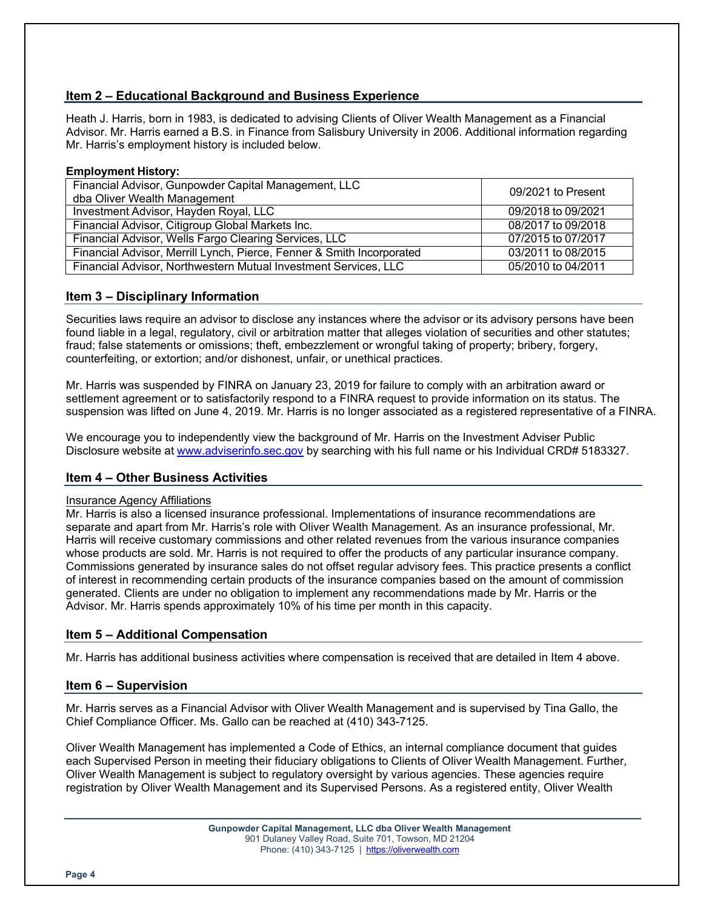## Item 2 – Educational Background and Business Experience

Heath J. Harris, born in 1983, is dedicated to advising Clients of Oliver Wealth Management as a Financial Advisor. Mr. Harris earned a B.S. in Finance from Salisbury University in 2006. Additional information regarding Mr. Harris's employment history is included below.

**Employment History:**

| | |
|---|---|
| Financial Advisor, Gunpowder Capital Management, LLC dba Oliver Wealth Management | 09/2021 to Present |
| Investment Advisor, Hayden Royal, LLC | 09/2018 to 09/2021 |
| Financial Advisor, Citigroup Global Markets Inc. | 08/2017 to 09/2018 |
| Financial Advisor, Wells Fargo Clearing Services, LLC | 07/2015 to 07/2017 |
| Financial Advisor, Merrill Lynch, Pierce, Fenner & Smith Incorporated | 03/2011 to 08/2015 |
| Financial Advisor, Northwestern Mutual Investment Services, LLC | 05/2010 to 04/2011 |

## Item 3 – Disciplinary Information

Securities laws require an advisor to disclose any instances where the advisor or its advisory persons have been found liable in a legal, regulatory, civil or arbitration matter that alleges violation of securities and other statutes; fraud; false statements or omissions; theft, embezzlement or wrongful taking of property; bribery, forgery, counterfeiting, or extortion; and/or dishonest, unfair, or unethical practices.

Mr. Harris was suspended by FINRA on January 23, 2019 for failure to comply with an arbitration award or settlement agreement or to satisfactorily respond to a FINRA request to provide information on its status. The suspension was lifted on June 4, 2019. Mr. Harris is no longer associated as a registered representative of a FINRA.

We encourage you to independently view the background of Mr. Harris on the Investment Adviser Public Disclosure website at [www.adviserinfo.sec.gov](http://www.adviserinfo.sec.gov) by searching with his full name or his Individual CRD# 5183327.

## Item 4 – Other Business Activities

Insurance Agency Affiliations

Mr. Harris is also a licensed insurance professional. Implementations of insurance recommendations are separate and apart from Mr. Harris's role with Oliver Wealth Management. As an insurance professional, Mr. Harris will receive customary commissions and other related revenues from the various insurance companies whose products are sold. Mr. Harris is not required to offer the products of any particular insurance company. Commissions generated by insurance sales do not offset regular advisory fees. This practice presents a conflict of interest in recommending certain products of the insurance companies based on the amount of commission generated. Clients are under no obligation to implement any recommendations made by Mr. Harris or the Advisor. Mr. Harris spends approximately 10% of his time per month in this capacity.

## Item 5 – Additional Compensation

Mr. Harris has additional business activities where compensation is received that are detailed in Item 4 above.

## Item 6 – Supervision

Mr. Harris serves as a Financial Advisor with Oliver Wealth Management and is supervised by Tina Gallo, the Chief Compliance Officer. Ms. Gallo can be reached at (410) 343-7125.

Oliver Wealth Management has implemented a Code of Ethics, an internal compliance document that guides each Supervised Person in meeting their fiduciary obligations to Clients of Oliver Wealth Management. Further, Oliver Wealth Management is subject to regulatory oversight by various agencies. These agencies require registration by Oliver Wealth Management and its Supervised Persons. As a registered entity, Oliver Wealth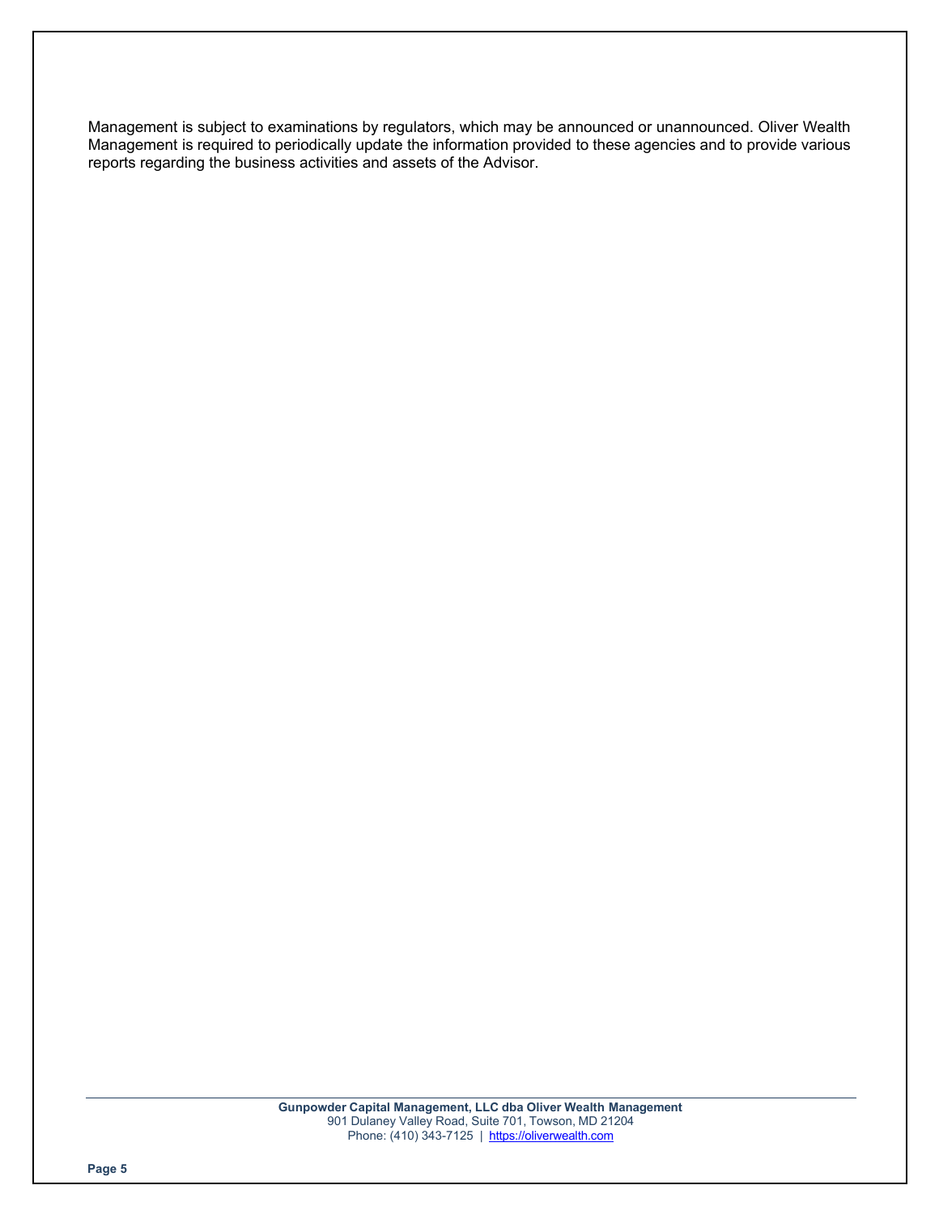Management is subject to examinations by regulators, which may be announced or unannounced. Oliver Wealth Management is required to periodically update the information provided to these agencies and to provide various reports regarding the business activities and assets of the Advisor.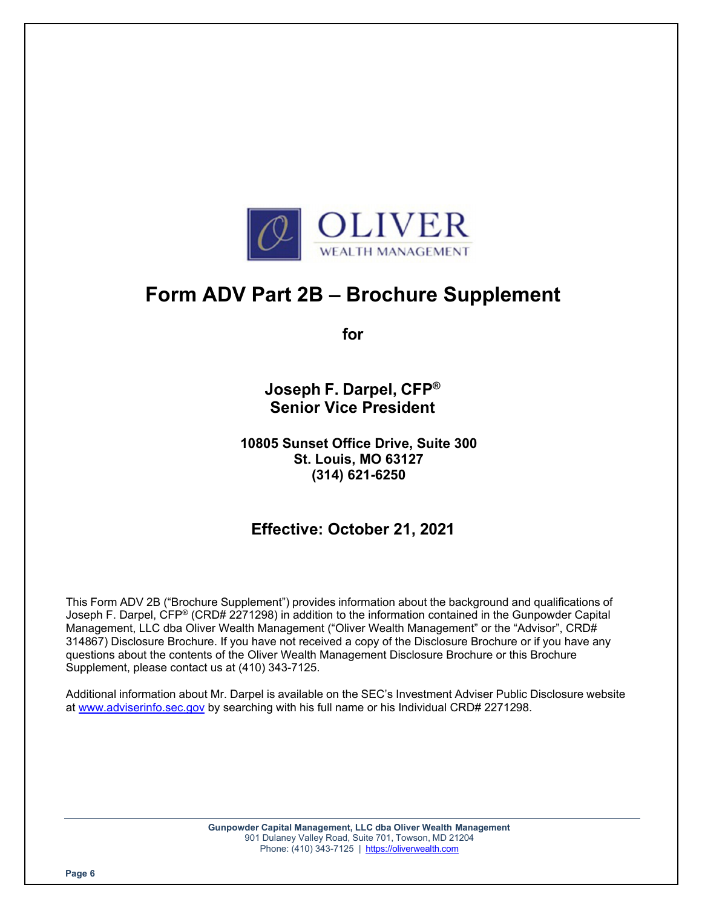# Form ADV Part 2B – Brochure Supplement

**for**

**Joseph F. Darpel, CFP®**
**Senior Vice President**

**10805 Sunset Office Drive, Suite 300**
**St. Louis, MO 63127**
**(314) 621-6250**

## Effective: October 21, 2021

This Form ADV 2B ("Brochure Supplement") provides information about the background and qualifications of Joseph F. Darpel, CFP® (CRD# 2271298) in addition to the information contained in the Gunpowder Capital Management, LLC dba Oliver Wealth Management ("Oliver Wealth Management" or the "Advisor", CRD# 314867) Disclosure Brochure. If you have not received a copy of the Disclosure Brochure or if you have any questions about the contents of the Oliver Wealth Management Disclosure Brochure or this Brochure Supplement, please contact us at (410) 343-7125.

Additional information about Mr. Darpel is available on the SEC's Investment Adviser Public Disclosure website at www.adviserinfo.sec.gov by searching with his full name or his Individual CRD# 2271298.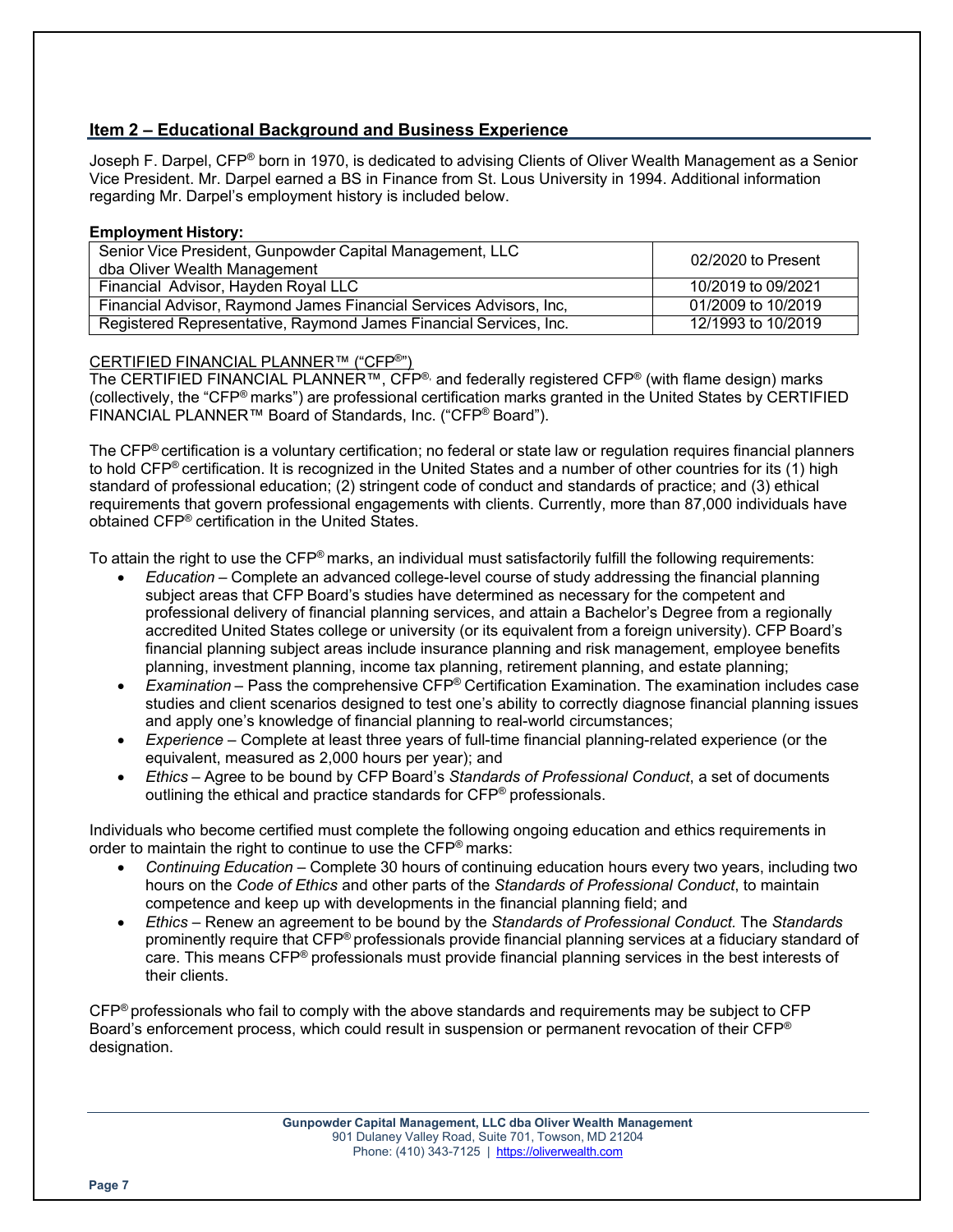## Item 2 – Educational Background and Business Experience

Joseph F. Darpel, CFP® born in 1970, is dedicated to advising Clients of Oliver Wealth Management as a Senior Vice President. Mr. Darpel earned a BS in Finance from St. Lous University in 1994. Additional information regarding Mr. Darpel's employment history is included below.

**Employment History:**

| Position | Dates |
|---|---|
| Senior Vice President, Gunpowder Capital Management, LLC dba Oliver Wealth Management | 02/2020 to Present |
| Financial Advisor, Hayden Royal LLC | 10/2019 to 09/2021 |
| Financial Advisor, Raymond James Financial Services Advisors, Inc, | 01/2009 to 10/2019 |
| Registered Representative, Raymond James Financial Services, Inc. | 12/1993 to 10/2019 |

CERTIFIED FINANCIAL PLANNER™ ("CFP®")

The CERTIFIED FINANCIAL PLANNER™, CFP®, and federally registered CFP® (with flame design) marks (collectively, the "CFP® marks") are professional certification marks granted in the United States by CERTIFIED FINANCIAL PLANNER™ Board of Standards, Inc. ("CFP® Board").

The CFP® certification is a voluntary certification; no federal or state law or regulation requires financial planners to hold CFP® certification. It is recognized in the United States and a number of other countries for its (1) high standard of professional education; (2) stringent code of conduct and standards of practice; and (3) ethical requirements that govern professional engagements with clients. Currently, more than 87,000 individuals have obtained CFP® certification in the United States.

To attain the right to use the CFP® marks, an individual must satisfactorily fulfill the following requirements:

- *Education* – Complete an advanced college-level course of study addressing the financial planning subject areas that CFP Board's studies have determined as necessary for the competent and professional delivery of financial planning services, and attain a Bachelor's Degree from a regionally accredited United States college or university (or its equivalent from a foreign university). CFP Board's financial planning subject areas include insurance planning and risk management, employee benefits planning, investment planning, income tax planning, retirement planning, and estate planning;
- *Examination* – Pass the comprehensive CFP® Certification Examination. The examination includes case studies and client scenarios designed to test one's ability to correctly diagnose financial planning issues and apply one's knowledge of financial planning to real-world circumstances;
- *Experience* – Complete at least three years of full-time financial planning-related experience (or the equivalent, measured as 2,000 hours per year); and
- *Ethics* – Agree to be bound by CFP Board's *Standards of Professional Conduct*, a set of documents outlining the ethical and practice standards for CFP® professionals.

Individuals who become certified must complete the following ongoing education and ethics requirements in order to maintain the right to continue to use the CFP® marks:

- *Continuing Education* – Complete 30 hours of continuing education hours every two years, including two hours on the *Code of Ethics* and other parts of the *Standards of Professional Conduct*, to maintain competence and keep up with developments in the financial planning field; and
- *Ethics* – Renew an agreement to be bound by the *Standards of Professional Conduct.* The *Standards* prominently require that CFP® professionals provide financial planning services at a fiduciary standard of care. This means CFP® professionals must provide financial planning services in the best interests of their clients.

CFP® professionals who fail to comply with the above standards and requirements may be subject to CFP Board's enforcement process, which could result in suspension or permanent revocation of their CFP® designation.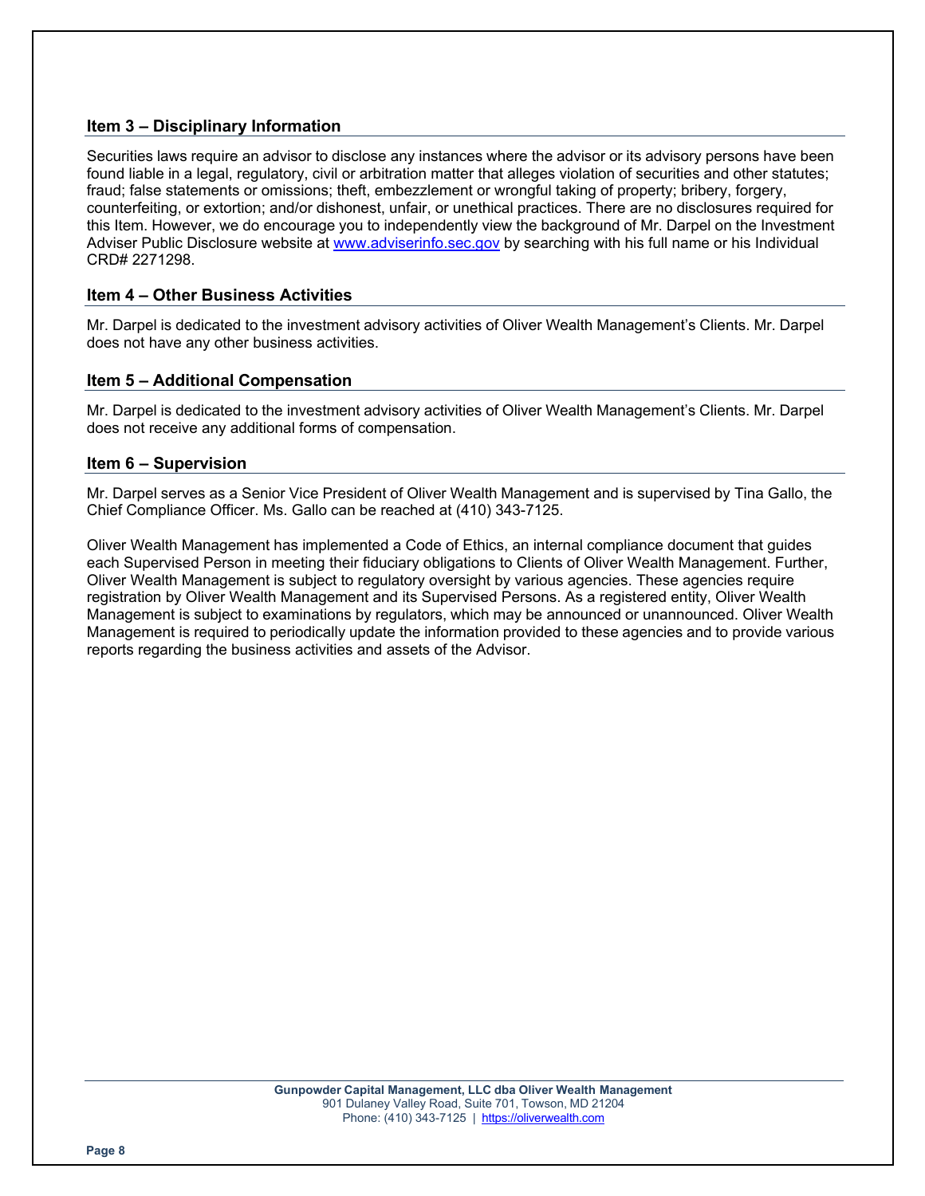## Item 3 – Disciplinary Information

Securities laws require an advisor to disclose any instances where the advisor or its advisory persons have been found liable in a legal, regulatory, civil or arbitration matter that alleges violation of securities and other statutes; fraud; false statements or omissions; theft, embezzlement or wrongful taking of property; bribery, forgery, counterfeiting, or extortion; and/or dishonest, unfair, or unethical practices. There are no disclosures required for this Item. However, we do encourage you to independently view the background of Mr. Darpel on the Investment Adviser Public Disclosure website at www.adviserinfo.sec.gov by searching with his full name or his Individual CRD# 2271298.

## Item 4 – Other Business Activities

Mr. Darpel is dedicated to the investment advisory activities of Oliver Wealth Management's Clients. Mr. Darpel does not have any other business activities.

## Item 5 – Additional Compensation

Mr. Darpel is dedicated to the investment advisory activities of Oliver Wealth Management's Clients. Mr. Darpel does not receive any additional forms of compensation.

## Item 6 – Supervision

Mr. Darpel serves as a Senior Vice President of Oliver Wealth Management and is supervised by Tina Gallo, the Chief Compliance Officer. Ms. Gallo can be reached at (410) 343-7125.

Oliver Wealth Management has implemented a Code of Ethics, an internal compliance document that guides each Supervised Person in meeting their fiduciary obligations to Clients of Oliver Wealth Management. Further, Oliver Wealth Management is subject to regulatory oversight by various agencies. These agencies require registration by Oliver Wealth Management and its Supervised Persons. As a registered entity, Oliver Wealth Management is subject to examinations by regulators, which may be announced or unannounced. Oliver Wealth Management is required to periodically update the information provided to these agencies and to provide various reports regarding the business activities and assets of the Advisor.